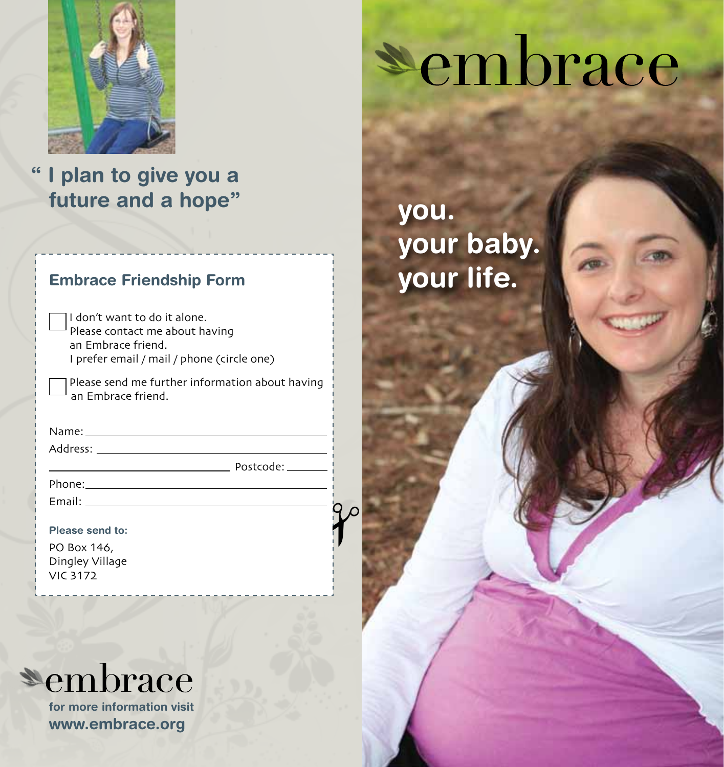"I plan to give you a future and a hope"

## Embrace Friendship Form

- [ ] I don't want to do it alone. Please contact me about having an Embrace friend. I prefer email / mail / phone (circle one)
- [ ] Please send me further information about having an Embrace friend.

Name: ____________________

Address: ____________________

____________________ Postcode: ________

Phone: ____________________

Email: ____________________

**Please send to:**

PO Box 146,
Dingley Village
VIC 3172

embrace

**for more information visit**
**www.embrace.org**

# embrace

**you.**
**your baby.**
**your life.**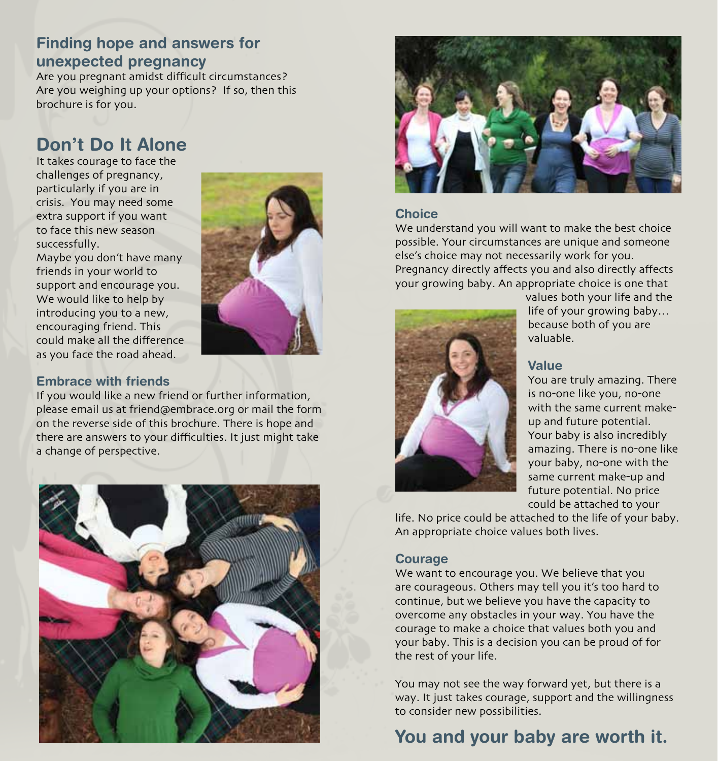## Finding hope and answers for unexpected pregnancy

Are you pregnant amidst difficult circumstances? Are you weighing up your options? If so, then this brochure is for you.

## Don't Do It Alone

It takes courage to face the challenges of pregnancy, particularly if you are in crisis. You may need some extra support if you want to face this new season successfully.

Maybe you don't have many friends in your world to support and encourage you. We would like to help by introducing you to a new, encouraging friend. This could make all the difference as you face the road ahead.

### Embrace with friends

If you would like a new friend or further information, please email us at friend@embrace.org or mail the form on the reverse side of this brochure. There is hope and there are answers to your difficulties. It just might take a change of perspective.

### Choice

We understand you will want to make the best choice possible. Your circumstances are unique and someone else's choice may not necessarily work for you. Pregnancy directly affects you and also directly affects your growing baby. An appropriate choice is one that values both your life and the life of your growing baby… because both of you are valuable.

### Value

You are truly amazing. There is no-one like you, no-one with the same current make-up and future potential. Your baby is also incredibly amazing. There is no-one like your baby, no-one with the same current make-up and future potential. No price could be attached to your life. No price could be attached to the life of your baby. An appropriate choice values both lives.

### Courage

We want to encourage you. We believe that you are courageous. Others may tell you it's too hard to continue, but we believe you have the capacity to overcome any obstacles in your way. You have the courage to make a choice that values both you and your baby. This is a decision you can be proud of for the rest of your life.

You may not see the way forward yet, but there is a way. It just takes courage, support and the willingness to consider new possibilities.

## You and your baby are worth it.